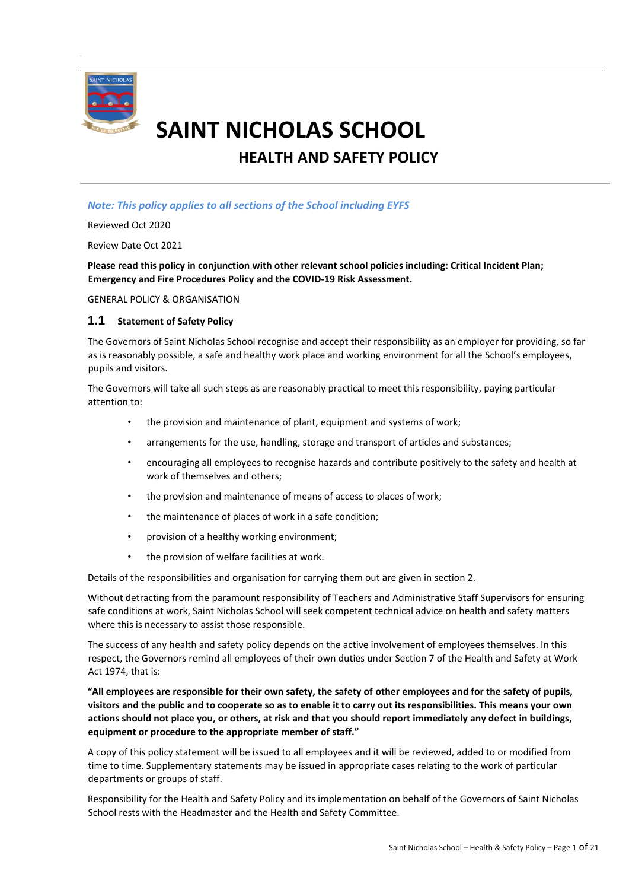# SAINT NICHOLAS SCHOOL

## HEALTH AND SAFETY POLICY

***Note: This policy applies to all sections of the School including EYFS***

Reviewed Oct 2020

Review Date Oct 2021

**Please read this policy in conjunction with other relevant school policies including: Critical Incident Plan; Emergency and Fire Procedures Policy and the COVID-19 Risk Assessment.**

GENERAL POLICY & ORGANISATION

### 1.1 Statement of Safety Policy

The Governors of Saint Nicholas School recognise and accept their responsibility as an employer for providing, so far as is reasonably possible, a safe and healthy work place and working environment for all the School's employees, pupils and visitors.

The Governors will take all such steps as are reasonably practical to meet this responsibility, paying particular attention to:

- the provision and maintenance of plant, equipment and systems of work;
- arrangements for the use, handling, storage and transport of articles and substances;
- encouraging all employees to recognise hazards and contribute positively to the safety and health at work of themselves and others;
- the provision and maintenance of means of access to places of work;
- the maintenance of places of work in a safe condition;
- provision of a healthy working environment;
- the provision of welfare facilities at work.

Details of the responsibilities and organisation for carrying them out are given in section 2.

Without detracting from the paramount responsibility of Teachers and Administrative Staff Supervisors for ensuring safe conditions at work, Saint Nicholas School will seek competent technical advice on health and safety matters where this is necessary to assist those responsible.

The success of any health and safety policy depends on the active involvement of employees themselves. In this respect, the Governors remind all employees of their own duties under Section 7 of the Health and Safety at Work Act 1974, that is:

**"All employees are responsible for their own safety, the safety of other employees and for the safety of pupils, visitors and the public and to cooperate so as to enable it to carry out its responsibilities. This means your own actions should not place you, or others, at risk and that you should report immediately any defect in buildings, equipment or procedure to the appropriate member of staff."**

A copy of this policy statement will be issued to all employees and it will be reviewed, added to or modified from time to time. Supplementary statements may be issued in appropriate cases relating to the work of particular departments or groups of staff.

Responsibility for the Health and Safety Policy and its implementation on behalf of the Governors of Saint Nicholas School rests with the Headmaster and the Health and Safety Committee.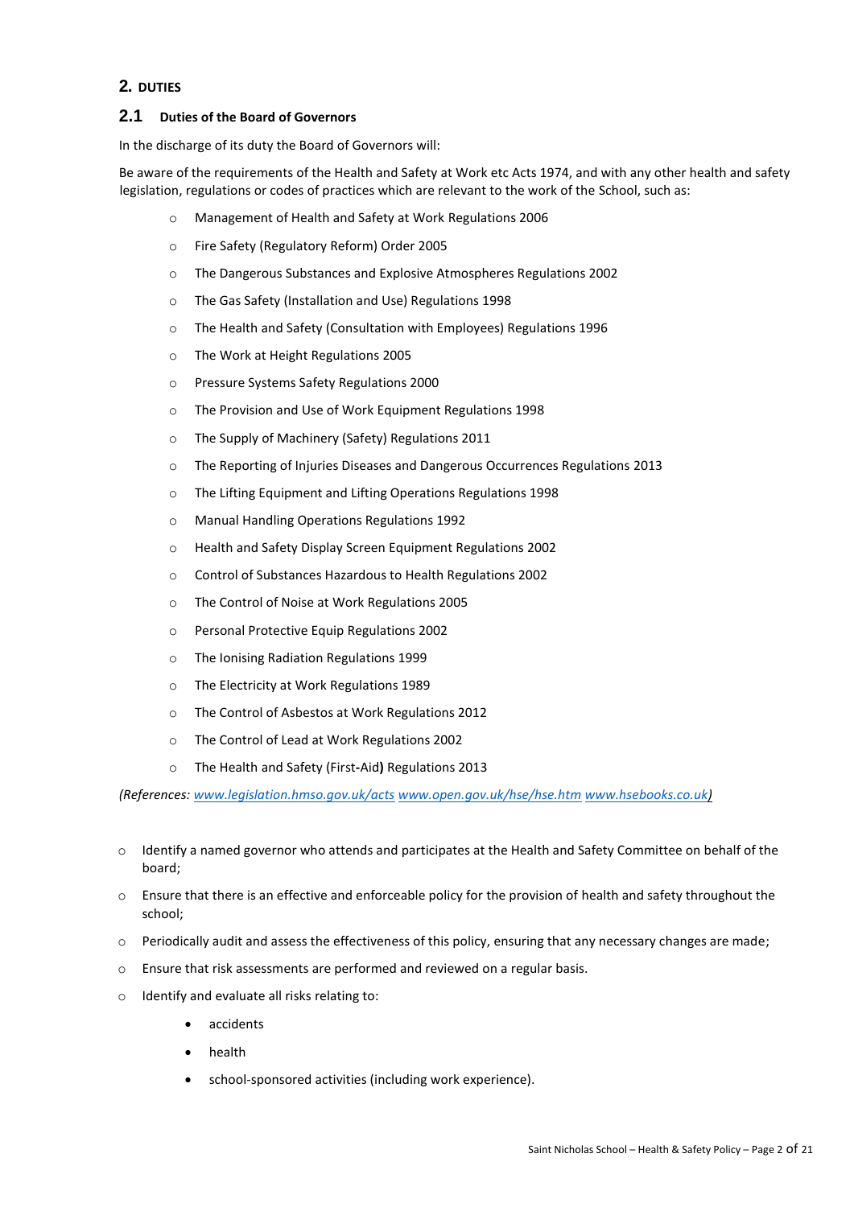## 2. DUTIES

### 2.1 Duties of the Board of Governors

In the discharge of its duty the Board of Governors will:

Be aware of the requirements of the Health and Safety at Work etc Acts 1974, and with any other health and safety legislation, regulations or codes of practices which are relevant to the work of the School, such as:

- Management of Health and Safety at Work Regulations 2006
- Fire Safety (Regulatory Reform) Order 2005
- The Dangerous Substances and Explosive Atmospheres Regulations 2002
- The Gas Safety (Installation and Use) Regulations 1998
- The Health and Safety (Consultation with Employees) Regulations 1996
- The Work at Height Regulations 2005
- Pressure Systems Safety Regulations 2000
- The Provision and Use of Work Equipment Regulations 1998
- The Supply of Machinery (Safety) Regulations 2011
- The Reporting of Injuries Diseases and Dangerous Occurrences Regulations 2013
- The Lifting Equipment and Lifting Operations Regulations 1998
- Manual Handling Operations Regulations 1992
- Health and Safety Display Screen Equipment Regulations 2002
- Control of Substances Hazardous to Health Regulations 2002
- The Control of Noise at Work Regulations 2005
- Personal Protective Equip Regulations 2002
- The Ionising Radiation Regulations 1999
- The Electricity at Work Regulations 1989
- The Control of Asbestos at Work Regulations 2012
- The Control of Lead at Work Regulations 2002
- The Health and Safety (First-Aid**)** Regulations 2013

*(References: www.legislation.hmso.gov.uk/acts www.open.gov.uk/hse/hse.htm www.hsebooks.co.uk)*

- Identify a named governor who attends and participates at the Health and Safety Committee on behalf of the board;
- Ensure that there is an effective and enforceable policy for the provision of health and safety throughout the school;
- Periodically audit and assess the effectiveness of this policy, ensuring that any necessary changes are made;
- Ensure that risk assessments are performed and reviewed on a regular basis.
- Identify and evaluate all risks relating to:
  - accidents
  - health
  - school-sponsored activities (including work experience).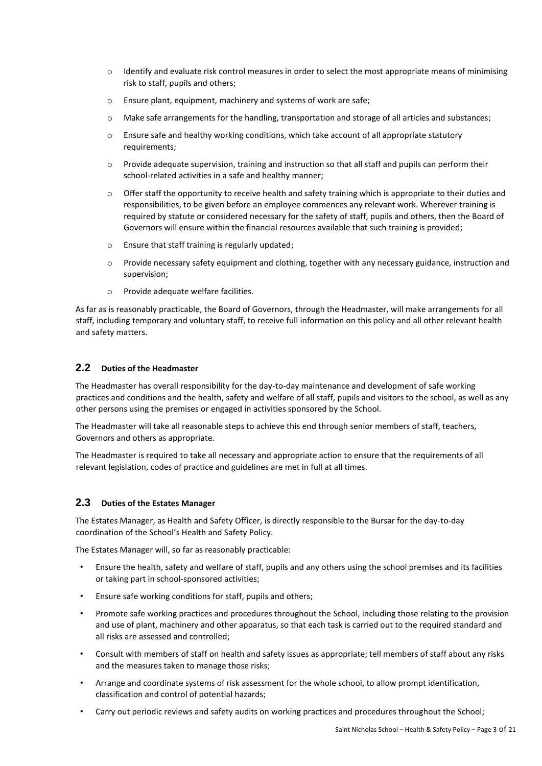- Identify and evaluate risk control measures in order to select the most appropriate means of minimising risk to staff, pupils and others;
- Ensure plant, equipment, machinery and systems of work are safe;
- Make safe arrangements for the handling, transportation and storage of all articles and substances;
- Ensure safe and healthy working conditions, which take account of all appropriate statutory requirements;
- Provide adequate supervision, training and instruction so that all staff and pupils can perform their school-related activities in a safe and healthy manner;
- Offer staff the opportunity to receive health and safety training which is appropriate to their duties and responsibilities, to be given before an employee commences any relevant work. Wherever training is required by statute or considered necessary for the safety of staff, pupils and others, then the Board of Governors will ensure within the financial resources available that such training is provided;
- Ensure that staff training is regularly updated;
- Provide necessary safety equipment and clothing, together with any necessary guidance, instruction and supervision;
- Provide adequate welfare facilities.

As far as is reasonably practicable, the Board of Governors, through the Headmaster, will make arrangements for all staff, including temporary and voluntary staff, to receive full information on this policy and all other relevant health and safety matters.

## 2.2 Duties of the Headmaster

The Headmaster has overall responsibility for the day-to-day maintenance and development of safe working practices and conditions and the health, safety and welfare of all staff, pupils and visitors to the school, as well as any other persons using the premises or engaged in activities sponsored by the School.

The Headmaster will take all reasonable steps to achieve this end through senior members of staff, teachers, Governors and others as appropriate.

The Headmaster is required to take all necessary and appropriate action to ensure that the requirements of all relevant legislation, codes of practice and guidelines are met in full at all times.

## 2.3 Duties of the Estates Manager

The Estates Manager, as Health and Safety Officer, is directly responsible to the Bursar for the day-to-day coordination of the School's Health and Safety Policy.

The Estates Manager will, so far as reasonably practicable:

- Ensure the health, safety and welfare of staff, pupils and any others using the school premises and its facilities or taking part in school-sponsored activities;
- Ensure safe working conditions for staff, pupils and others;
- Promote safe working practices and procedures throughout the School, including those relating to the provision and use of plant, machinery and other apparatus, so that each task is carried out to the required standard and all risks are assessed and controlled;
- Consult with members of staff on health and safety issues as appropriate; tell members of staff about any risks and the measures taken to manage those risks;
- Arrange and coordinate systems of risk assessment for the whole school, to allow prompt identification, classification and control of potential hazards;
- Carry out periodic reviews and safety audits on working practices and procedures throughout the School;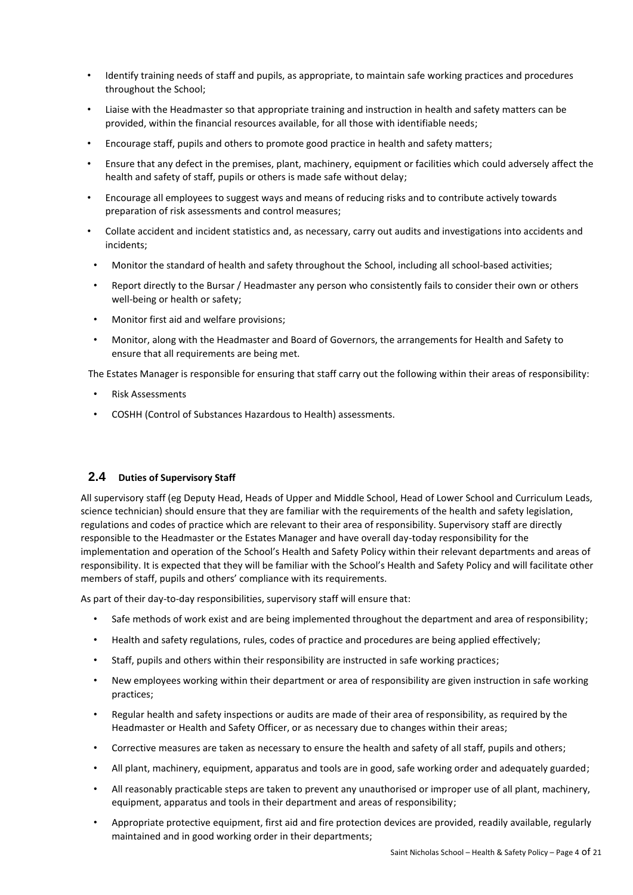- Identify training needs of staff and pupils, as appropriate, to maintain safe working practices and procedures throughout the School;
- Liaise with the Headmaster so that appropriate training and instruction in health and safety matters can be provided, within the financial resources available, for all those with identifiable needs;
- Encourage staff, pupils and others to promote good practice in health and safety matters;
- Ensure that any defect in the premises, plant, machinery, equipment or facilities which could adversely affect the health and safety of staff, pupils or others is made safe without delay;
- Encourage all employees to suggest ways and means of reducing risks and to contribute actively towards preparation of risk assessments and control measures;
- Collate accident and incident statistics and, as necessary, carry out audits and investigations into accidents and incidents;
- Monitor the standard of health and safety throughout the School, including all school-based activities;
- Report directly to the Bursar / Headmaster any person who consistently fails to consider their own or others well-being or health or safety;
- Monitor first aid and welfare provisions;
- Monitor, along with the Headmaster and Board of Governors, the arrangements for Health and Safety to ensure that all requirements are being met.

The Estates Manager is responsible for ensuring that staff carry out the following within their areas of responsibility:

- Risk Assessments
- COSHH (Control of Substances Hazardous to Health) assessments.

## 2.4 Duties of Supervisory Staff

All supervisory staff (eg Deputy Head, Heads of Upper and Middle School, Head of Lower School and Curriculum Leads, science technician) should ensure that they are familiar with the requirements of the health and safety legislation, regulations and codes of practice which are relevant to their area of responsibility. Supervisory staff are directly responsible to the Headmaster or the Estates Manager and have overall day-today responsibility for the implementation and operation of the School's Health and Safety Policy within their relevant departments and areas of responsibility. It is expected that they will be familiar with the School's Health and Safety Policy and will facilitate other members of staff, pupils and others' compliance with its requirements.

As part of their day-to-day responsibilities, supervisory staff will ensure that:

- Safe methods of work exist and are being implemented throughout the department and area of responsibility;
- Health and safety regulations, rules, codes of practice and procedures are being applied effectively;
- Staff, pupils and others within their responsibility are instructed in safe working practices;
- New employees working within their department or area of responsibility are given instruction in safe working practices;
- Regular health and safety inspections or audits are made of their area of responsibility, as required by the Headmaster or Health and Safety Officer, or as necessary due to changes within their areas;
- Corrective measures are taken as necessary to ensure the health and safety of all staff, pupils and others;
- All plant, machinery, equipment, apparatus and tools are in good, safe working order and adequately guarded;
- All reasonably practicable steps are taken to prevent any unauthorised or improper use of all plant, machinery, equipment, apparatus and tools in their department and areas of responsibility;
- Appropriate protective equipment, first aid and fire protection devices are provided, readily available, regularly maintained and in good working order in their departments;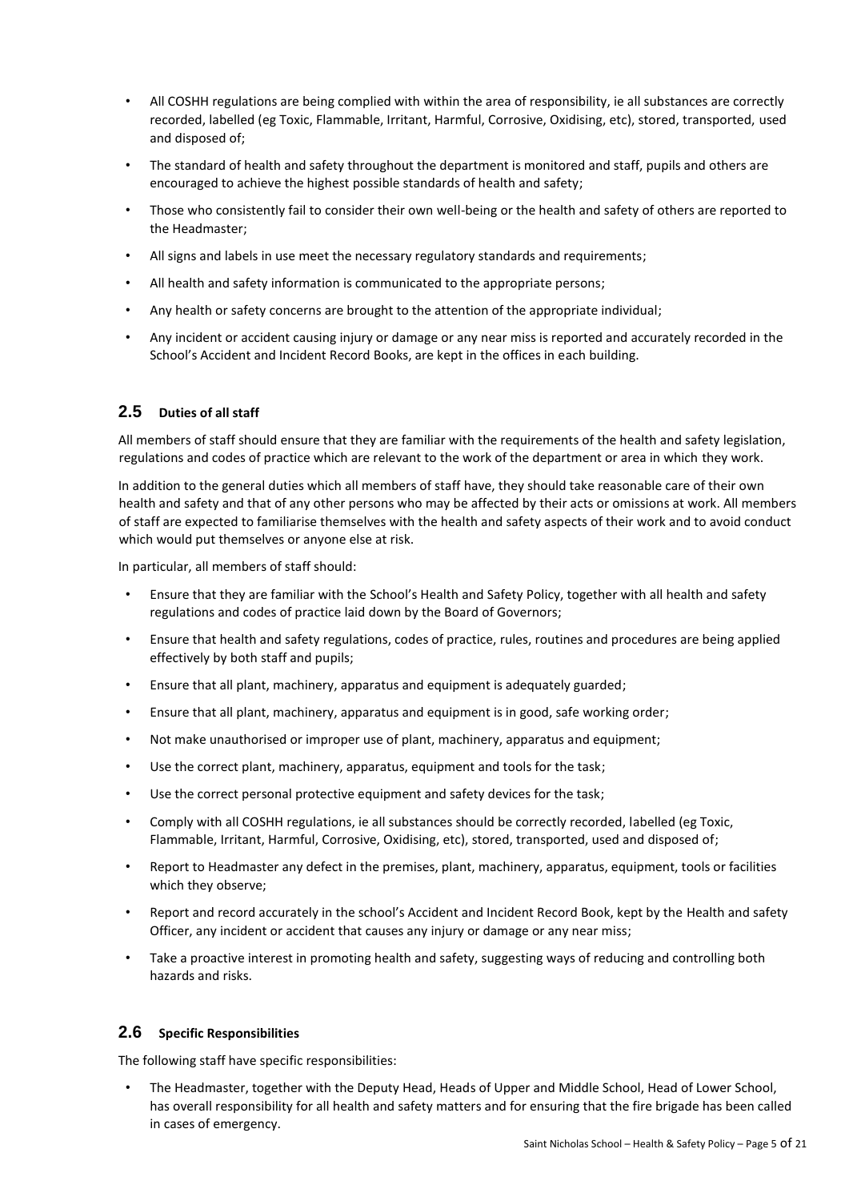- All COSHH regulations are being complied with within the area of responsibility, ie all substances are correctly recorded, labelled (eg Toxic, Flammable, Irritant, Harmful, Corrosive, Oxidising, etc), stored, transported, used and disposed of;
- The standard of health and safety throughout the department is monitored and staff, pupils and others are encouraged to achieve the highest possible standards of health and safety;
- Those who consistently fail to consider their own well-being or the health and safety of others are reported to the Headmaster;
- All signs and labels in use meet the necessary regulatory standards and requirements;
- All health and safety information is communicated to the appropriate persons;
- Any health or safety concerns are brought to the attention of the appropriate individual;
- Any incident or accident causing injury or damage or any near miss is reported and accurately recorded in the School's Accident and Incident Record Books, are kept in the offices in each building.

## 2.5 Duties of all staff

All members of staff should ensure that they are familiar with the requirements of the health and safety legislation, regulations and codes of practice which are relevant to the work of the department or area in which they work.

In addition to the general duties which all members of staff have, they should take reasonable care of their own health and safety and that of any other persons who may be affected by their acts or omissions at work. All members of staff are expected to familiarise themselves with the health and safety aspects of their work and to avoid conduct which would put themselves or anyone else at risk.

In particular, all members of staff should:

- Ensure that they are familiar with the School's Health and Safety Policy, together with all health and safety regulations and codes of practice laid down by the Board of Governors;
- Ensure that health and safety regulations, codes of practice, rules, routines and procedures are being applied effectively by both staff and pupils;
- Ensure that all plant, machinery, apparatus and equipment is adequately guarded;
- Ensure that all plant, machinery, apparatus and equipment is in good, safe working order;
- Not make unauthorised or improper use of plant, machinery, apparatus and equipment;
- Use the correct plant, machinery, apparatus, equipment and tools for the task;
- Use the correct personal protective equipment and safety devices for the task;
- Comply with all COSHH regulations, ie all substances should be correctly recorded, labelled (eg Toxic, Flammable, Irritant, Harmful, Corrosive, Oxidising, etc), stored, transported, used and disposed of;
- Report to Headmaster any defect in the premises, plant, machinery, apparatus, equipment, tools or facilities which they observe;
- Report and record accurately in the school's Accident and Incident Record Book, kept by the Health and safety Officer, any incident or accident that causes any injury or damage or any near miss;
- Take a proactive interest in promoting health and safety, suggesting ways of reducing and controlling both hazards and risks.

## 2.6 Specific Responsibilities

The following staff have specific responsibilities:

- The Headmaster, together with the Deputy Head, Heads of Upper and Middle School, Head of Lower School, has overall responsibility for all health and safety matters and for ensuring that the fire brigade has been called in cases of emergency.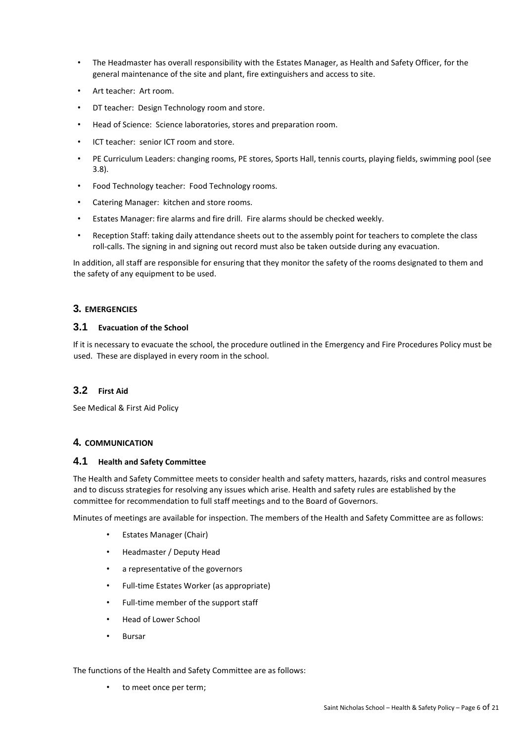- The Headmaster has overall responsibility with the Estates Manager, as Health and Safety Officer, for the general maintenance of the site and plant, fire extinguishers and access to site.
- Art teacher: Art room.
- DT teacher: Design Technology room and store.
- Head of Science: Science laboratories, stores and preparation room.
- ICT teacher: senior ICT room and store.
- PE Curriculum Leaders: changing rooms, PE stores, Sports Hall, tennis courts, playing fields, swimming pool (see 3.8).
- Food Technology teacher: Food Technology rooms.
- Catering Manager: kitchen and store rooms.
- Estates Manager: fire alarms and fire drill. Fire alarms should be checked weekly.
- Reception Staff: taking daily attendance sheets out to the assembly point for teachers to complete the class roll-calls. The signing in and signing out record must also be taken outside during any evacuation.

In addition, all staff are responsible for ensuring that they monitor the safety of the rooms designated to them and the safety of any equipment to be used.

## 3. EMERGENCIES

### 3.1 Evacuation of the School

If it is necessary to evacuate the school, the procedure outlined in the Emergency and Fire Procedures Policy must be used. These are displayed in every room in the school.

### 3.2 First Aid

See Medical & First Aid Policy

## 4. COMMUNICATION

### 4.1 Health and Safety Committee

The Health and Safety Committee meets to consider health and safety matters, hazards, risks and control measures and to discuss strategies for resolving any issues which arise. Health and safety rules are established by the committee for recommendation to full staff meetings and to the Board of Governors.

Minutes of meetings are available for inspection. The members of the Health and Safety Committee are as follows:

- Estates Manager (Chair)
- Headmaster / Deputy Head
- a representative of the governors
- Full-time Estates Worker (as appropriate)
- Full-time member of the support staff
- Head of Lower School
- Bursar

The functions of the Health and Safety Committee are as follows:

- to meet once per term;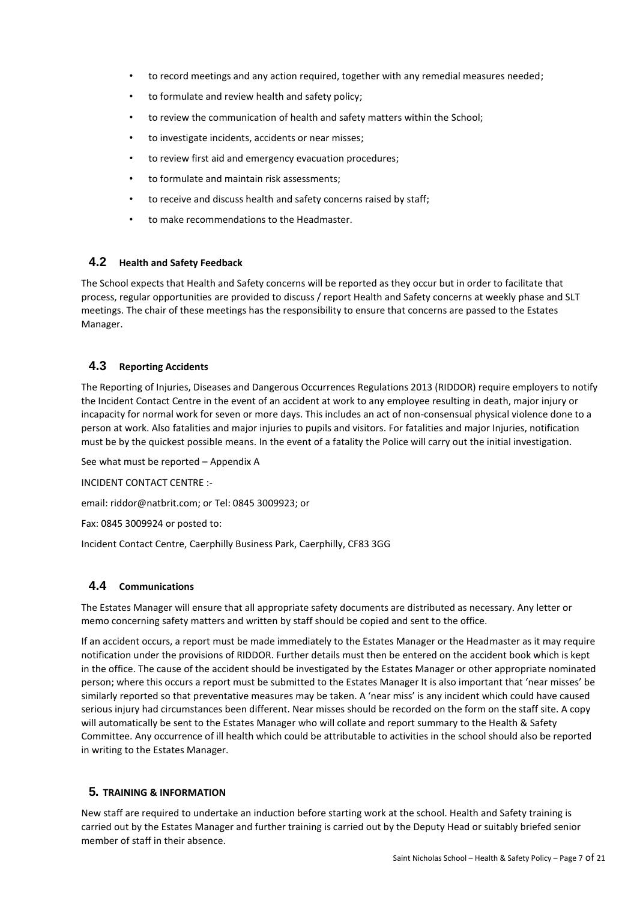- to record meetings and any action required, together with any remedial measures needed;
- to formulate and review health and safety policy;
- to review the communication of health and safety matters within the School;
- to investigate incidents, accidents or near misses;
- to review first aid and emergency evacuation procedures;
- to formulate and maintain risk assessments;
- to receive and discuss health and safety concerns raised by staff;
- to make recommendations to the Headmaster.

### 4.2 Health and Safety Feedback

The School expects that Health and Safety concerns will be reported as they occur but in order to facilitate that process, regular opportunities are provided to discuss / report Health and Safety concerns at weekly phase and SLT meetings. The chair of these meetings has the responsibility to ensure that concerns are passed to the Estates Manager.

### 4.3 Reporting Accidents

The Reporting of Injuries, Diseases and Dangerous Occurrences Regulations 2013 (RIDDOR) require employers to notify the Incident Contact Centre in the event of an accident at work to any employee resulting in death, major injury or incapacity for normal work for seven or more days. This includes an act of non-consensual physical violence done to a person at work. Also fatalities and major injuries to pupils and visitors. For fatalities and major Injuries, notification must be by the quickest possible means. In the event of a fatality the Police will carry out the initial investigation.

See what must be reported – Appendix A

INCIDENT CONTACT CENTRE :-

email: riddor@natbrit.com; or Tel: 0845 3009923; or

Fax: 0845 3009924 or posted to:

Incident Contact Centre, Caerphilly Business Park, Caerphilly, CF83 3GG

### 4.4 Communications

The Estates Manager will ensure that all appropriate safety documents are distributed as necessary. Any letter or memo concerning safety matters and written by staff should be copied and sent to the office.

If an accident occurs, a report must be made immediately to the Estates Manager or the Headmaster as it may require notification under the provisions of RIDDOR. Further details must then be entered on the accident book which is kept in the office. The cause of the accident should be investigated by the Estates Manager or other appropriate nominated person; where this occurs a report must be submitted to the Estates Manager It is also important that 'near misses' be similarly reported so that preventative measures may be taken. A 'near miss' is any incident which could have caused serious injury had circumstances been different. Near misses should be recorded on the form on the staff site. A copy will automatically be sent to the Estates Manager who will collate and report summary to the Health & Safety Committee. Any occurrence of ill health which could be attributable to activities in the school should also be reported in writing to the Estates Manager.

## 5. TRAINING & INFORMATION

New staff are required to undertake an induction before starting work at the school. Health and Safety training is carried out by the Estates Manager and further training is carried out by the Deputy Head or suitably briefed senior member of staff in their absence.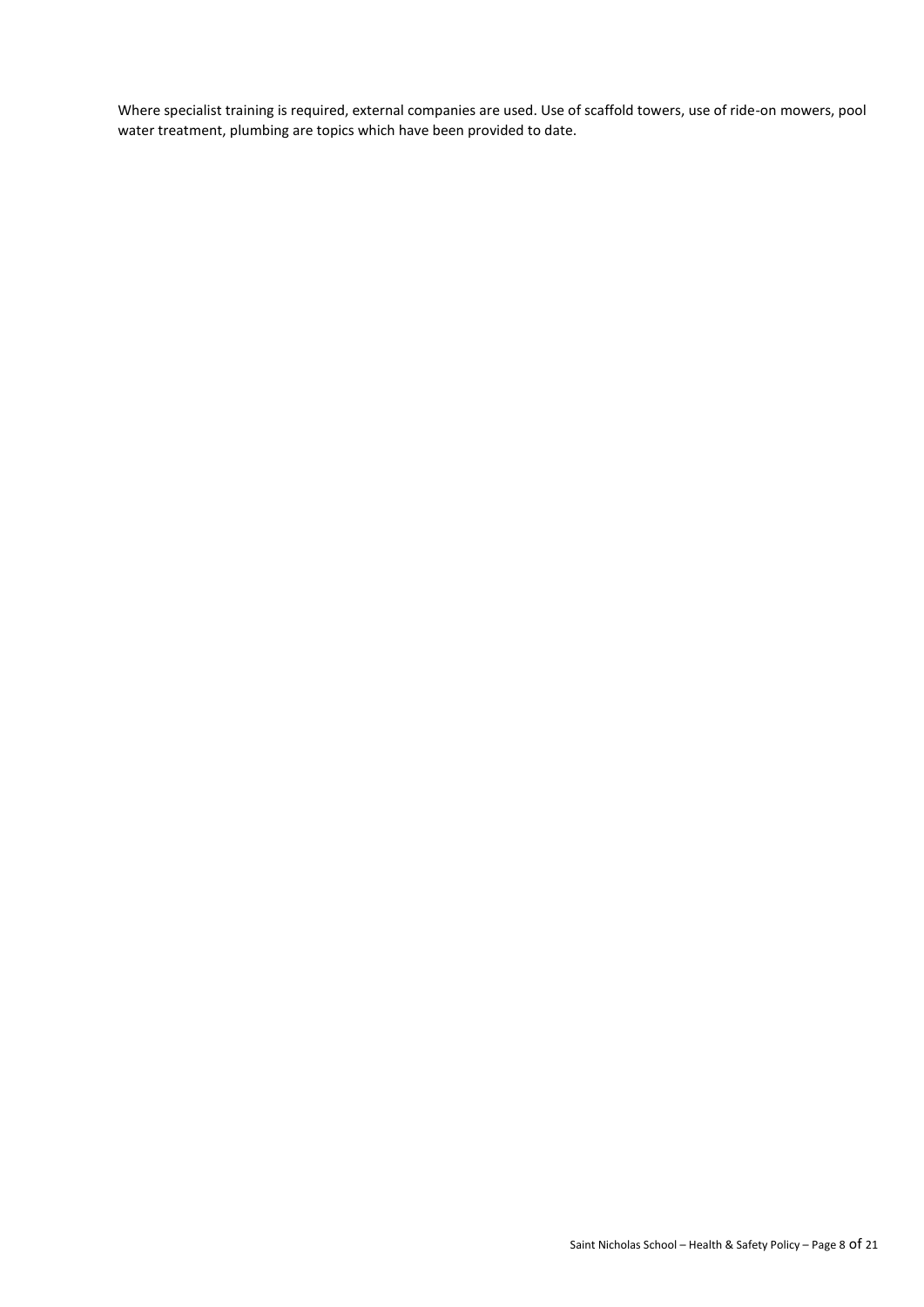Where specialist training is required, external companies are used. Use of scaffold towers, use of ride-on mowers, pool water treatment, plumbing are topics which have been provided to date.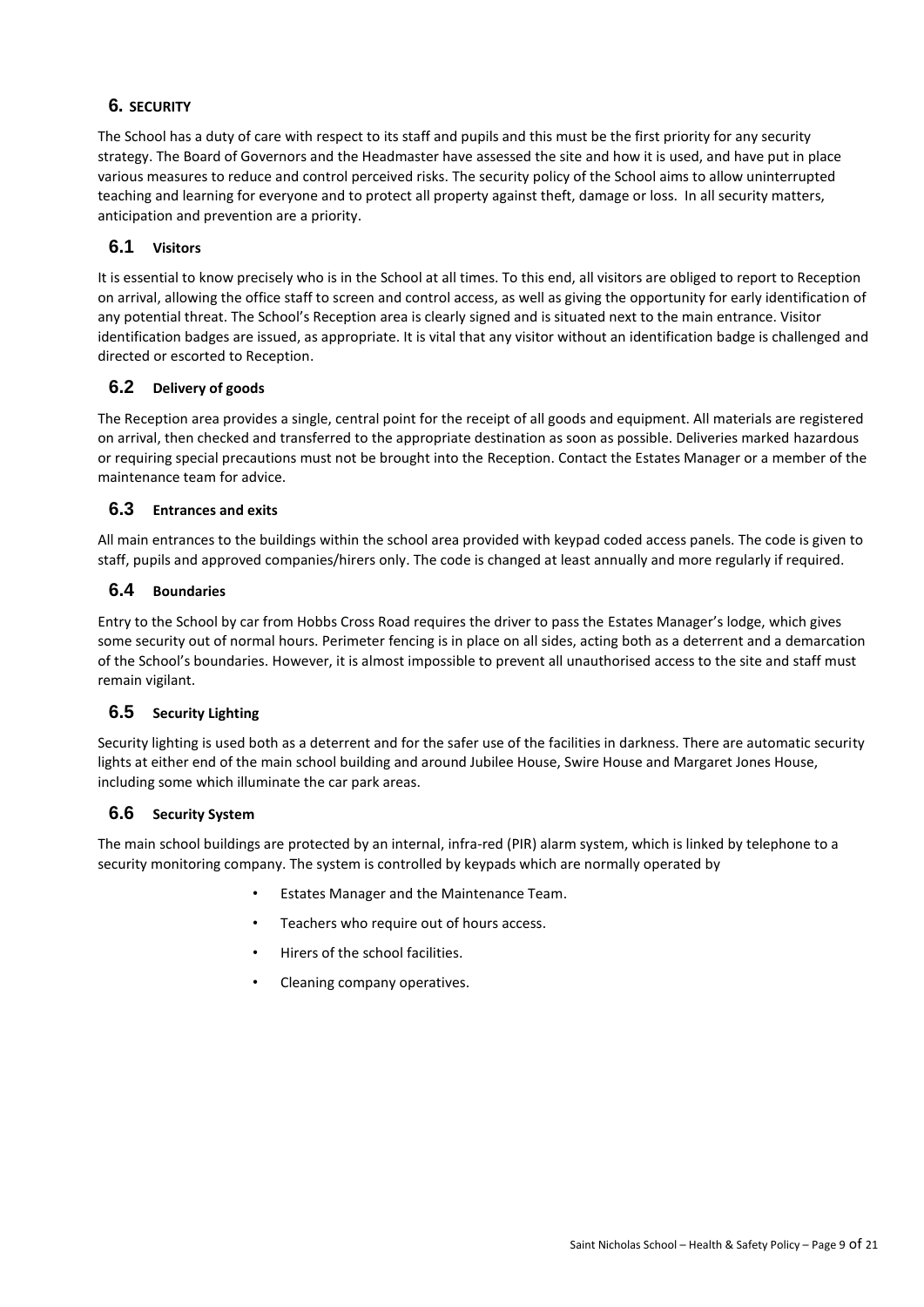## 6. SECURITY

The School has a duty of care with respect to its staff and pupils and this must be the first priority for any security strategy. The Board of Governors and the Headmaster have assessed the site and how it is used, and have put in place various measures to reduce and control perceived risks. The security policy of the School aims to allow uninterrupted teaching and learning for everyone and to protect all property against theft, damage or loss. In all security matters, anticipation and prevention are a priority.

### 6.1 Visitors

It is essential to know precisely who is in the School at all times. To this end, all visitors are obliged to report to Reception on arrival, allowing the office staff to screen and control access, as well as giving the opportunity for early identification of any potential threat. The School's Reception area is clearly signed and is situated next to the main entrance. Visitor identification badges are issued, as appropriate. It is vital that any visitor without an identification badge is challenged and directed or escorted to Reception.

### 6.2 Delivery of goods

The Reception area provides a single, central point for the receipt of all goods and equipment. All materials are registered on arrival, then checked and transferred to the appropriate destination as soon as possible. Deliveries marked hazardous or requiring special precautions must not be brought into the Reception. Contact the Estates Manager or a member of the maintenance team for advice.

### 6.3 Entrances and exits

All main entrances to the buildings within the school area provided with keypad coded access panels. The code is given to staff, pupils and approved companies/hirers only. The code is changed at least annually and more regularly if required.

### 6.4 Boundaries

Entry to the School by car from Hobbs Cross Road requires the driver to pass the Estates Manager's lodge, which gives some security out of normal hours. Perimeter fencing is in place on all sides, acting both as a deterrent and a demarcation of the School's boundaries. However, it is almost impossible to prevent all unauthorised access to the site and staff must remain vigilant.

### 6.5 Security Lighting

Security lighting is used both as a deterrent and for the safer use of the facilities in darkness. There are automatic security lights at either end of the main school building and around Jubilee House, Swire House and Margaret Jones House, including some which illuminate the car park areas.

### 6.6 Security System

The main school buildings are protected by an internal, infra-red (PIR) alarm system, which is linked by telephone to a security monitoring company. The system is controlled by keypads which are normally operated by

- Estates Manager and the Maintenance Team.
- Teachers who require out of hours access.
- Hirers of the school facilities.
- Cleaning company operatives.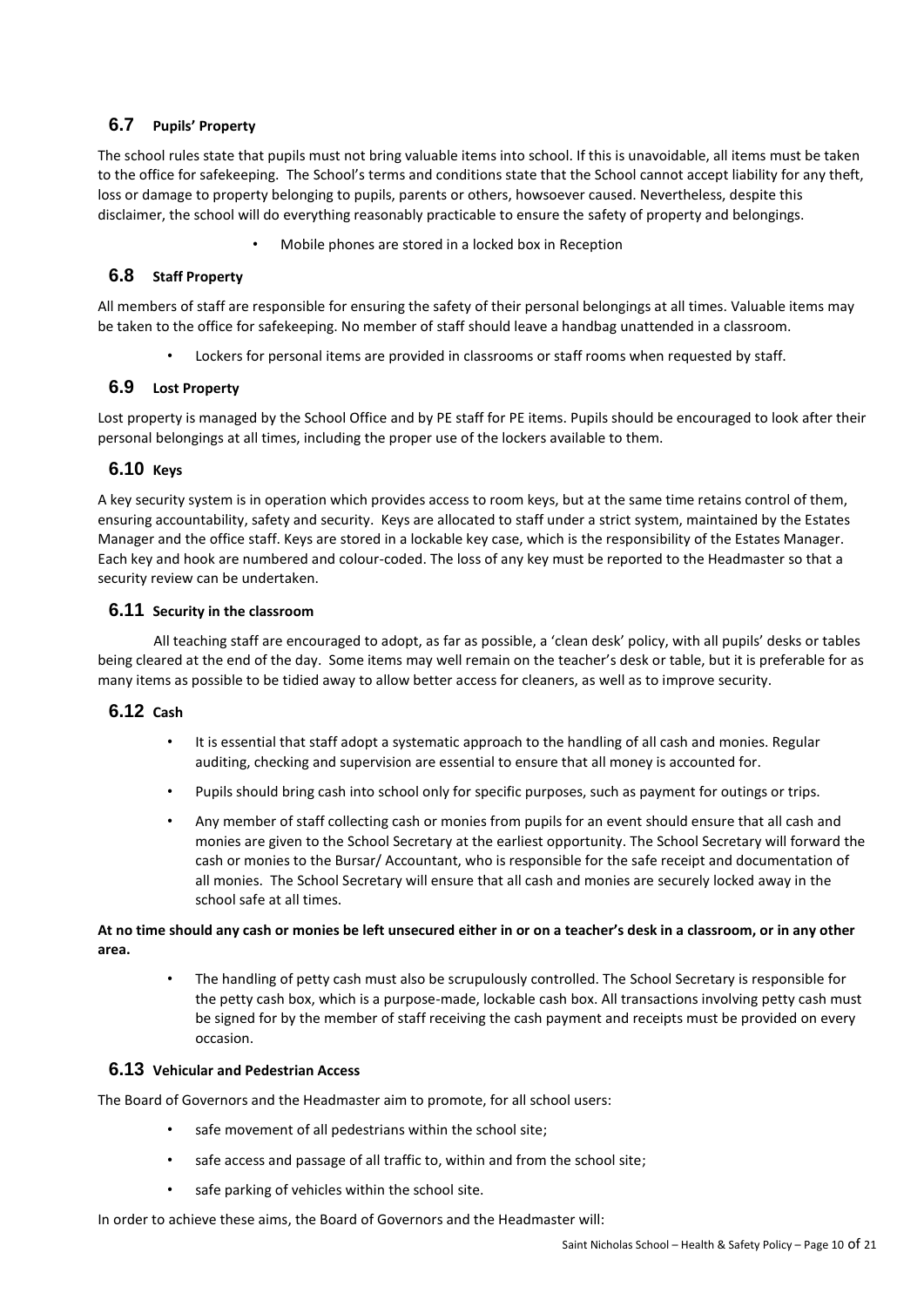### 6.7 Pupils' Property

The school rules state that pupils must not bring valuable items into school. If this is unavoidable, all items must be taken to the office for safekeeping. The School's terms and conditions state that the School cannot accept liability for any theft, loss or damage to property belonging to pupils, parents or others, howsoever caused. Nevertheless, despite this disclaimer, the school will do everything reasonably practicable to ensure the safety of property and belongings.

- Mobile phones are stored in a locked box in Reception

### 6.8 Staff Property

All members of staff are responsible for ensuring the safety of their personal belongings at all times. Valuable items may be taken to the office for safekeeping. No member of staff should leave a handbag unattended in a classroom.

- Lockers for personal items are provided in classrooms or staff rooms when requested by staff.

### 6.9 Lost Property

Lost property is managed by the School Office and by PE staff for PE items. Pupils should be encouraged to look after their personal belongings at all times, including the proper use of the lockers available to them.

### 6.10 Keys

A key security system is in operation which provides access to room keys, but at the same time retains control of them, ensuring accountability, safety and security. Keys are allocated to staff under a strict system, maintained by the Estates Manager and the office staff. Keys are stored in a lockable key case, which is the responsibility of the Estates Manager. Each key and hook are numbered and colour-coded. The loss of any key must be reported to the Headmaster so that a security review can be undertaken.

### 6.11 Security in the classroom

All teaching staff are encouraged to adopt, as far as possible, a 'clean desk' policy, with all pupils' desks or tables being cleared at the end of the day. Some items may well remain on the teacher's desk or table, but it is preferable for as many items as possible to be tidied away to allow better access for cleaners, as well as to improve security.

### 6.12 Cash

- It is essential that staff adopt a systematic approach to the handling of all cash and monies. Regular auditing, checking and supervision are essential to ensure that all money is accounted for.
- Pupils should bring cash into school only for specific purposes, such as payment for outings or trips.
- Any member of staff collecting cash or monies from pupils for an event should ensure that all cash and monies are given to the School Secretary at the earliest opportunity. The School Secretary will forward the cash or monies to the Bursar/ Accountant, who is responsible for the safe receipt and documentation of all monies. The School Secretary will ensure that all cash and monies are securely locked away in the school safe at all times.

**At no time should any cash or monies be left unsecured either in or on a teacher's desk in a classroom, or in any other area.**

- The handling of petty cash must also be scrupulously controlled. The School Secretary is responsible for the petty cash box, which is a purpose-made, lockable cash box. All transactions involving petty cash must be signed for by the member of staff receiving the cash payment and receipts must be provided on every occasion.

### 6.13 Vehicular and Pedestrian Access

The Board of Governors and the Headmaster aim to promote, for all school users:

- safe movement of all pedestrians within the school site;
- safe access and passage of all traffic to, within and from the school site;
- safe parking of vehicles within the school site.

In order to achieve these aims, the Board of Governors and the Headmaster will: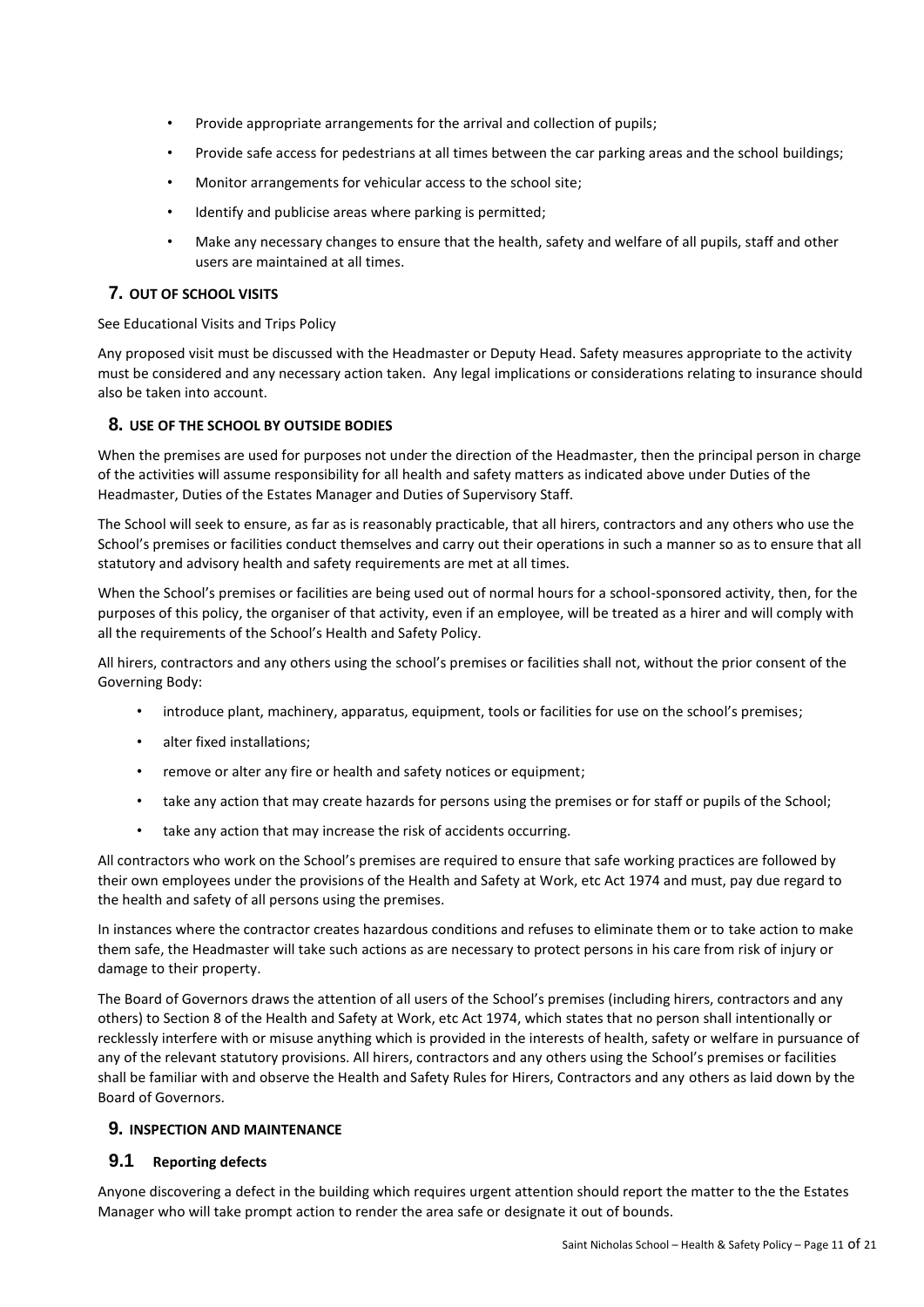- Provide appropriate arrangements for the arrival and collection of pupils;
- Provide safe access for pedestrians at all times between the car parking areas and the school buildings;
- Monitor arrangements for vehicular access to the school site;
- Identify and publicise areas where parking is permitted;
- Make any necessary changes to ensure that the health, safety and welfare of all pupils, staff and other users are maintained at all times.

## 7. OUT OF SCHOOL VISITS

See Educational Visits and Trips Policy

Any proposed visit must be discussed with the Headmaster or Deputy Head. Safety measures appropriate to the activity must be considered and any necessary action taken. Any legal implications or considerations relating to insurance should also be taken into account.

## 8. USE OF THE SCHOOL BY OUTSIDE BODIES

When the premises are used for purposes not under the direction of the Headmaster, then the principal person in charge of the activities will assume responsibility for all health and safety matters as indicated above under Duties of the Headmaster, Duties of the Estates Manager and Duties of Supervisory Staff.

The School will seek to ensure, as far as is reasonably practicable, that all hirers, contractors and any others who use the School's premises or facilities conduct themselves and carry out their operations in such a manner so as to ensure that all statutory and advisory health and safety requirements are met at all times.

When the School's premises or facilities are being used out of normal hours for a school-sponsored activity, then, for the purposes of this policy, the organiser of that activity, even if an employee, will be treated as a hirer and will comply with all the requirements of the School's Health and Safety Policy.

All hirers, contractors and any others using the school's premises or facilities shall not, without the prior consent of the Governing Body:

- introduce plant, machinery, apparatus, equipment, tools or facilities for use on the school's premises;
- alter fixed installations;
- remove or alter any fire or health and safety notices or equipment;
- take any action that may create hazards for persons using the premises or for staff or pupils of the School;
- take any action that may increase the risk of accidents occurring.

All contractors who work on the School's premises are required to ensure that safe working practices are followed by their own employees under the provisions of the Health and Safety at Work, etc Act 1974 and must, pay due regard to the health and safety of all persons using the premises.

In instances where the contractor creates hazardous conditions and refuses to eliminate them or to take action to make them safe, the Headmaster will take such actions as are necessary to protect persons in his care from risk of injury or damage to their property.

The Board of Governors draws the attention of all users of the School's premises (including hirers, contractors and any others) to Section 8 of the Health and Safety at Work, etc Act 1974, which states that no person shall intentionally or recklessly interfere with or misuse anything which is provided in the interests of health, safety or welfare in pursuance of any of the relevant statutory provisions. All hirers, contractors and any others using the School's premises or facilities shall be familiar with and observe the Health and Safety Rules for Hirers, Contractors and any others as laid down by the Board of Governors.

## 9. INSPECTION AND MAINTENANCE

### 9.1 Reporting defects

Anyone discovering a defect in the building which requires urgent attention should report the matter to the the Estates Manager who will take prompt action to render the area safe or designate it out of bounds.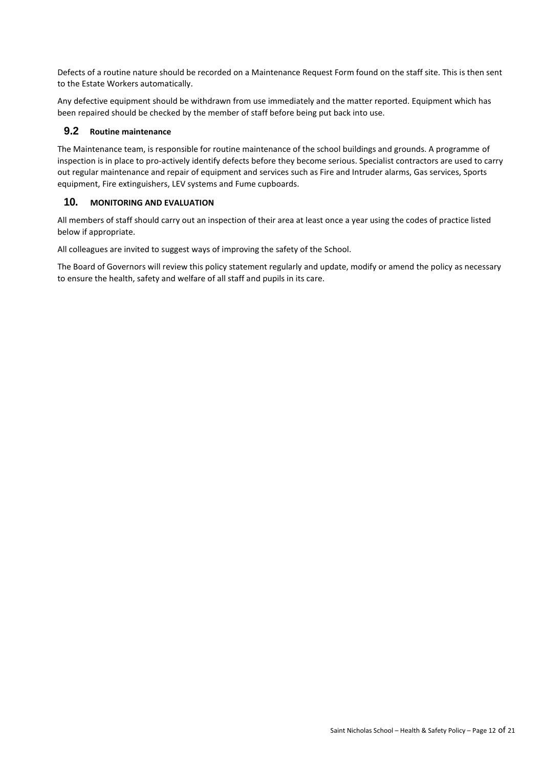Defects of a routine nature should be recorded on a Maintenance Request Form found on the staff site. This is then sent to the Estate Workers automatically.

Any defective equipment should be withdrawn from use immediately and the matter reported. Equipment which has been repaired should be checked by the member of staff before being put back into use.

### 9.2 Routine maintenance

The Maintenance team, is responsible for routine maintenance of the school buildings and grounds. A programme of inspection is in place to pro-actively identify defects before they become serious. Specialist contractors are used to carry out regular maintenance and repair of equipment and services such as Fire and Intruder alarms, Gas services, Sports equipment, Fire extinguishers, LEV systems and Fume cupboards.

## 10. MONITORING AND EVALUATION

All members of staff should carry out an inspection of their area at least once a year using the codes of practice listed below if appropriate.

All colleagues are invited to suggest ways of improving the safety of the School.

The Board of Governors will review this policy statement regularly and update, modify or amend the policy as necessary to ensure the health, safety and welfare of all staff and pupils in its care.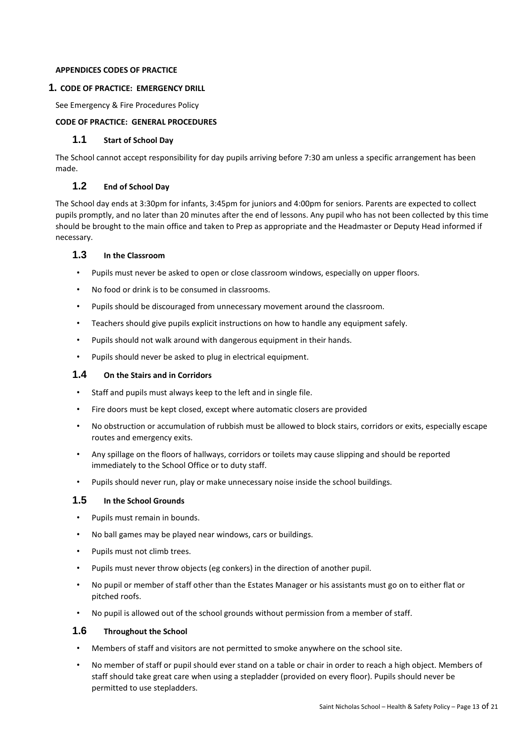**APPENDICES CODES OF PRACTICE**

## 1. CODE OF PRACTICE: EMERGENCY DRILL

See Emergency & Fire Procedures Policy

**CODE OF PRACTICE: GENERAL PROCEDURES**

### 1.1 Start of School Day

The School cannot accept responsibility for day pupils arriving before 7:30 am unless a specific arrangement has been made.

### 1.2 End of School Day

The School day ends at 3:30pm for infants, 3:45pm for juniors and 4:00pm for seniors. Parents are expected to collect pupils promptly, and no later than 20 minutes after the end of lessons. Any pupil who has not been collected by this time should be brought to the main office and taken to Prep as appropriate and the Headmaster or Deputy Head informed if necessary.

### 1.3 In the Classroom

- Pupils must never be asked to open or close classroom windows, especially on upper floors.
- No food or drink is to be consumed in classrooms.
- Pupils should be discouraged from unnecessary movement around the classroom.
- Teachers should give pupils explicit instructions on how to handle any equipment safely.
- Pupils should not walk around with dangerous equipment in their hands.
- Pupils should never be asked to plug in electrical equipment.

### 1.4 On the Stairs and in Corridors

- Staff and pupils must always keep to the left and in single file.
- Fire doors must be kept closed, except where automatic closers are provided
- No obstruction or accumulation of rubbish must be allowed to block stairs, corridors or exits, especially escape routes and emergency exits.
- Any spillage on the floors of hallways, corridors or toilets may cause slipping and should be reported immediately to the School Office or to duty staff.
- Pupils should never run, play or make unnecessary noise inside the school buildings.

### 1.5 In the School Grounds

- Pupils must remain in bounds.
- No ball games may be played near windows, cars or buildings.
- Pupils must not climb trees.
- Pupils must never throw objects (eg conkers) in the direction of another pupil.
- No pupil or member of staff other than the Estates Manager or his assistants must go on to either flat or pitched roofs.
- No pupil is allowed out of the school grounds without permission from a member of staff.

### 1.6 Throughout the School

- Members of staff and visitors are not permitted to smoke anywhere on the school site.
- No member of staff or pupil should ever stand on a table or chair in order to reach a high object. Members of staff should take great care when using a stepladder (provided on every floor). Pupils should never be permitted to use stepladders.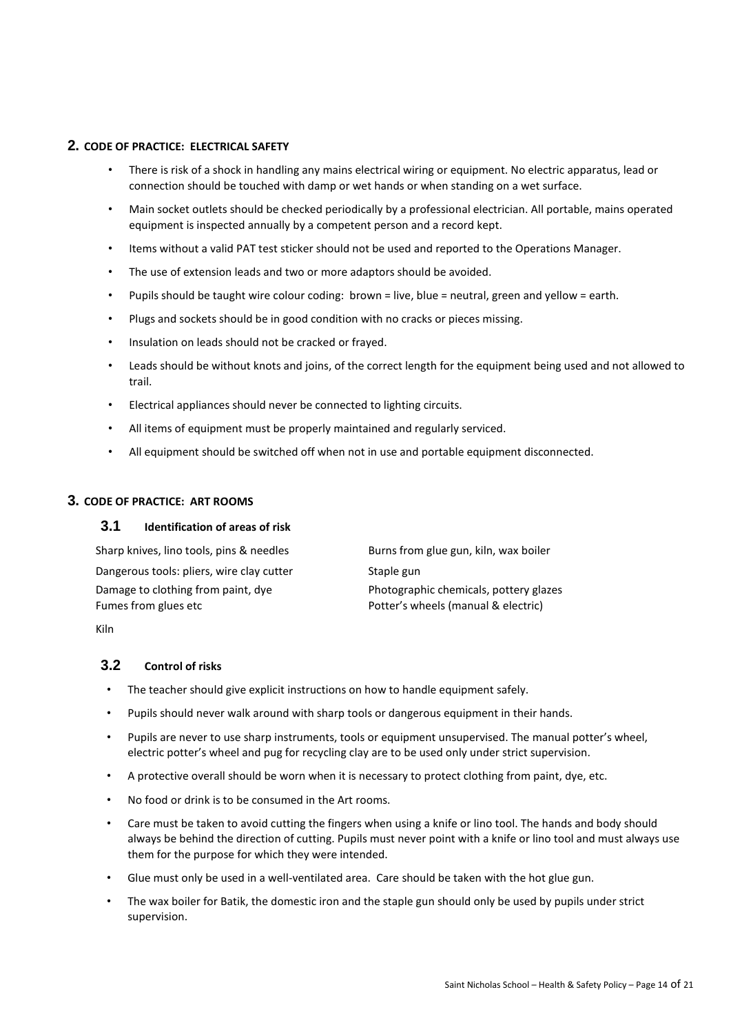## 2. CODE OF PRACTICE: ELECTRICAL SAFETY

- There is risk of a shock in handling any mains electrical wiring or equipment. No electric apparatus, lead or connection should be touched with damp or wet hands or when standing on a wet surface.
- Main socket outlets should be checked periodically by a professional electrician. All portable, mains operated equipment is inspected annually by a competent person and a record kept.
- Items without a valid PAT test sticker should not be used and reported to the Operations Manager.
- The use of extension leads and two or more adaptors should be avoided.
- Pupils should be taught wire colour coding: brown = live, blue = neutral, green and yellow = earth.
- Plugs and sockets should be in good condition with no cracks or pieces missing.
- Insulation on leads should not be cracked or frayed.
- Leads should be without knots and joins, of the correct length for the equipment being used and not allowed to trail.
- Electrical appliances should never be connected to lighting circuits.
- All items of equipment must be properly maintained and regularly serviced.
- All equipment should be switched off when not in use and portable equipment disconnected.

## 3. CODE OF PRACTICE: ART ROOMS

### 3.1 Identification of areas of risk

Sharp knives, lino tools, pins & needles

Dangerous tools: pliers, wire clay cutter

Damage to clothing from paint, dye

Fumes from glues etc

Kiln

Burns from glue gun, kiln, wax boiler

Staple gun

Photographic chemicals, pottery glazes

Potter's wheels (manual & electric)

### 3.2 Control of risks

- The teacher should give explicit instructions on how to handle equipment safely.
- Pupils should never walk around with sharp tools or dangerous equipment in their hands.
- Pupils are never to use sharp instruments, tools or equipment unsupervised. The manual potter's wheel, electric potter's wheel and pug for recycling clay are to be used only under strict supervision.
- A protective overall should be worn when it is necessary to protect clothing from paint, dye, etc.
- No food or drink is to be consumed in the Art rooms.
- Care must be taken to avoid cutting the fingers when using a knife or lino tool. The hands and body should always be behind the direction of cutting. Pupils must never point with a knife or lino tool and must always use them for the purpose for which they were intended.
- Glue must only be used in a well-ventilated area. Care should be taken with the hot glue gun.
- The wax boiler for Batik, the domestic iron and the staple gun should only be used by pupils under strict supervision.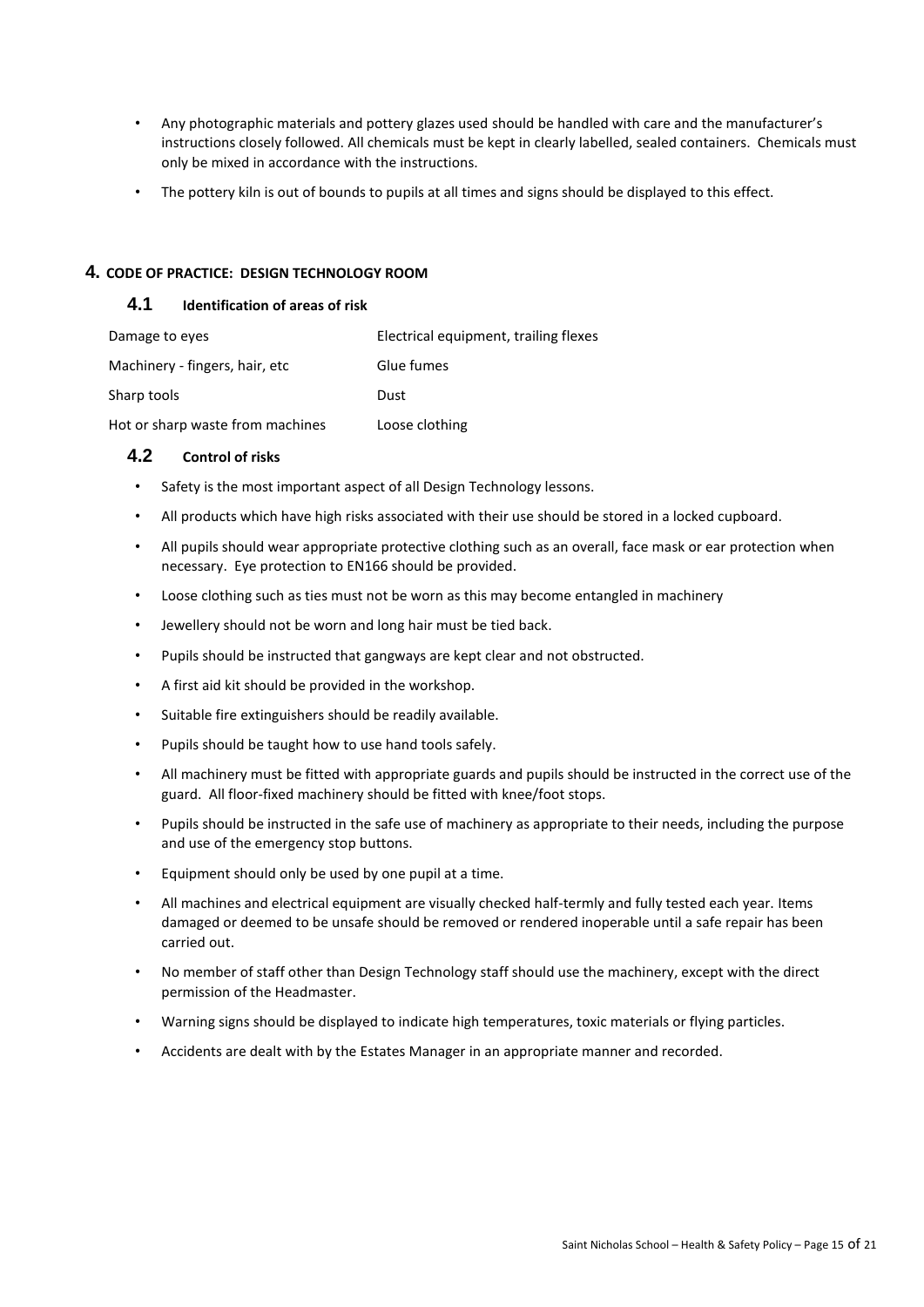- Any photographic materials and pottery glazes used should be handled with care and the manufacturer's instructions closely followed. All chemicals must be kept in clearly labelled, sealed containers. Chemicals must only be mixed in accordance with the instructions.
- The pottery kiln is out of bounds to pupils at all times and signs should be displayed to this effect.

## 4. CODE OF PRACTICE: DESIGN TECHNOLOGY ROOM

### 4.1 Identification of areas of risk

| | |
|---|---|
| Damage to eyes | Electrical equipment, trailing flexes |
| Machinery - fingers, hair, etc | Glue fumes |
| Sharp tools | Dust |
| Hot or sharp waste from machines | Loose clothing |

### 4.2 Control of risks

- Safety is the most important aspect of all Design Technology lessons.
- All products which have high risks associated with their use should be stored in a locked cupboard.
- All pupils should wear appropriate protective clothing such as an overall, face mask or ear protection when necessary. Eye protection to EN166 should be provided.
- Loose clothing such as ties must not be worn as this may become entangled in machinery
- Jewellery should not be worn and long hair must be tied back.
- Pupils should be instructed that gangways are kept clear and not obstructed.
- A first aid kit should be provided in the workshop.
- Suitable fire extinguishers should be readily available.
- Pupils should be taught how to use hand tools safely.
- All machinery must be fitted with appropriate guards and pupils should be instructed in the correct use of the guard. All floor-fixed machinery should be fitted with knee/foot stops.
- Pupils should be instructed in the safe use of machinery as appropriate to their needs, including the purpose and use of the emergency stop buttons.
- Equipment should only be used by one pupil at a time.
- All machines and electrical equipment are visually checked half-termly and fully tested each year. Items damaged or deemed to be unsafe should be removed or rendered inoperable until a safe repair has been carried out.
- No member of staff other than Design Technology staff should use the machinery, except with the direct permission of the Headmaster.
- Warning signs should be displayed to indicate high temperatures, toxic materials or flying particles.
- Accidents are dealt with by the Estates Manager in an appropriate manner and recorded.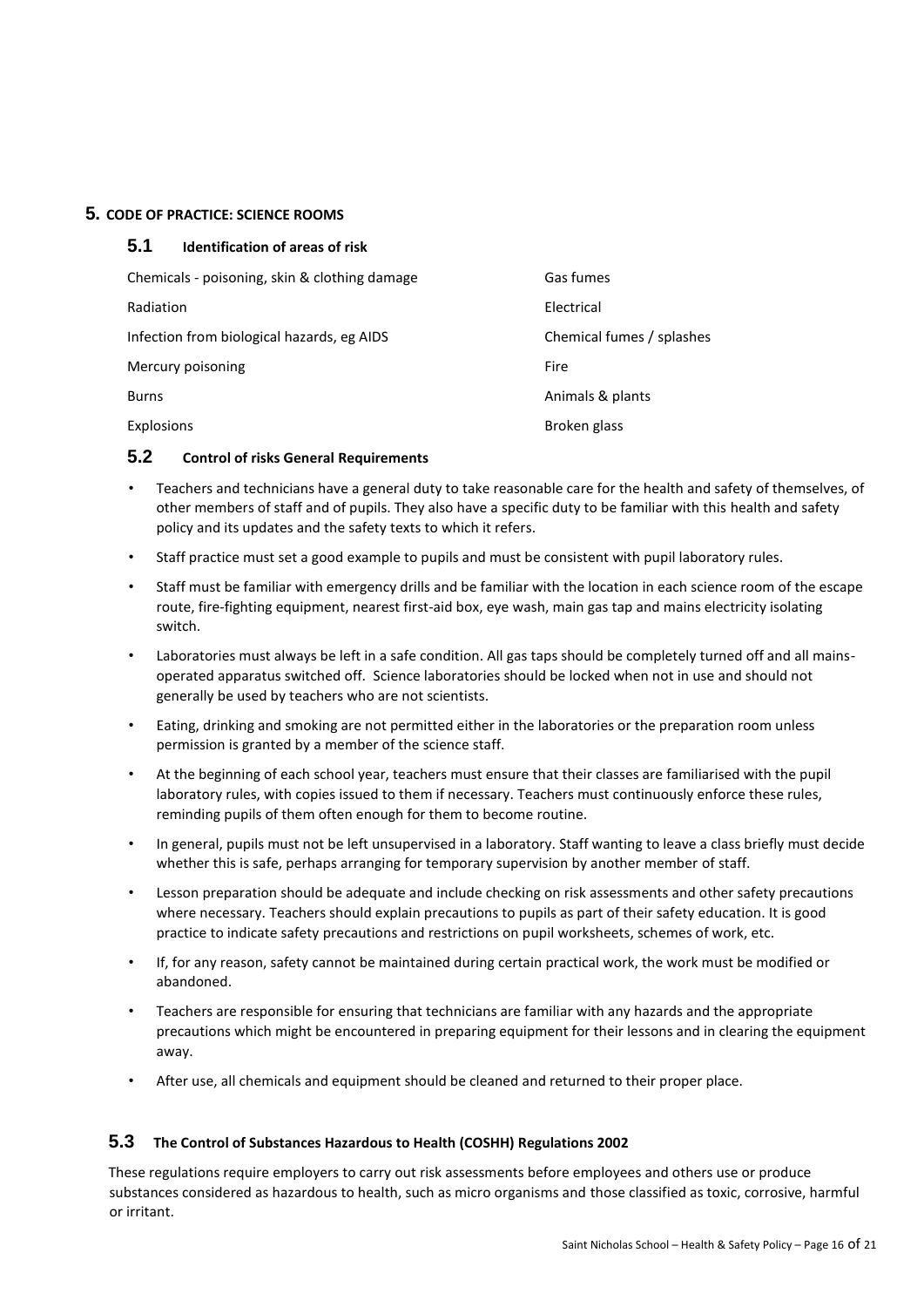# 5. CODE OF PRACTICE: SCIENCE ROOMS

## 5.1 Identification of areas of risk

| | |
|---|---|
| Chemicals - poisoning, skin & clothing damage | Gas fumes |
| Radiation | Electrical |
| Infection from biological hazards, eg AIDS | Chemical fumes / splashes |
| Mercury poisoning | Fire |
| Burns | Animals & plants |
| Explosions | Broken glass |

## 5.2 Control of risks General Requirements

- Teachers and technicians have a general duty to take reasonable care for the health and safety of themselves, of other members of staff and of pupils. They also have a specific duty to be familiar with this health and safety policy and its updates and the safety texts to which it refers.
- Staff practice must set a good example to pupils and must be consistent with pupil laboratory rules.
- Staff must be familiar with emergency drills and be familiar with the location in each science room of the escape route, fire-fighting equipment, nearest first-aid box, eye wash, main gas tap and mains electricity isolating switch.
- Laboratories must always be left in a safe condition. All gas taps should be completely turned off and all mains-operated apparatus switched off. Science laboratories should be locked when not in use and should not generally be used by teachers who are not scientists.
- Eating, drinking and smoking are not permitted either in the laboratories or the preparation room unless permission is granted by a member of the science staff.
- At the beginning of each school year, teachers must ensure that their classes are familiarised with the pupil laboratory rules, with copies issued to them if necessary. Teachers must continuously enforce these rules, reminding pupils of them often enough for them to become routine.
- In general, pupils must not be left unsupervised in a laboratory. Staff wanting to leave a class briefly must decide whether this is safe, perhaps arranging for temporary supervision by another member of staff.
- Lesson preparation should be adequate and include checking on risk assessments and other safety precautions where necessary. Teachers should explain precautions to pupils as part of their safety education. It is good practice to indicate safety precautions and restrictions on pupil worksheets, schemes of work, etc.
- If, for any reason, safety cannot be maintained during certain practical work, the work must be modified or abandoned.
- Teachers are responsible for ensuring that technicians are familiar with any hazards and the appropriate precautions which might be encountered in preparing equipment for their lessons and in clearing the equipment away.
- After use, all chemicals and equipment should be cleaned and returned to their proper place.

## 5.3 The Control of Substances Hazardous to Health (COSHH) Regulations 2002

These regulations require employers to carry out risk assessments before employees and others use or produce substances considered as hazardous to health, such as micro organisms and those classified as toxic, corrosive, harmful or irritant.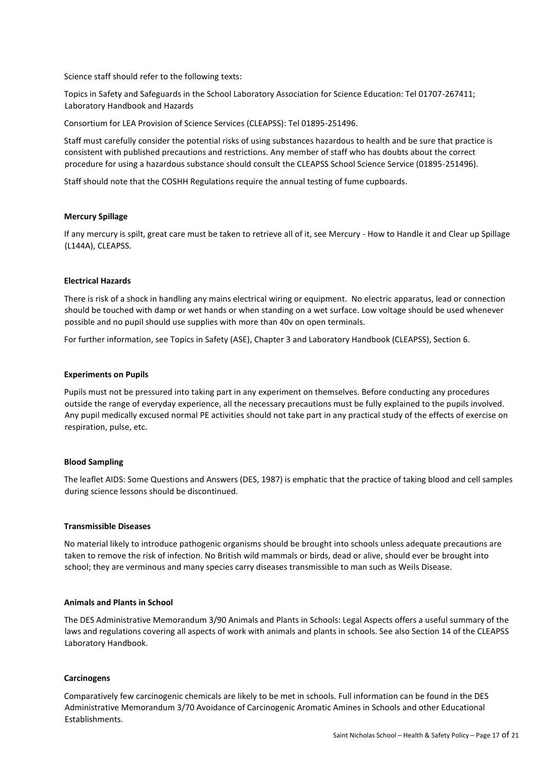Science staff should refer to the following texts:

Topics in Safety and Safeguards in the School Laboratory Association for Science Education: Tel 01707-267411; Laboratory Handbook and Hazards

Consortium for LEA Provision of Science Services (CLEAPSS): Tel 01895-251496.

Staff must carefully consider the potential risks of using substances hazardous to health and be sure that practice is consistent with published precautions and restrictions. Any member of staff who has doubts about the correct procedure for using a hazardous substance should consult the CLEAPSS School Science Service (01895-251496).

Staff should note that the COSHH Regulations require the annual testing of fume cupboards.

**Mercury Spillage**

If any mercury is spilt, great care must be taken to retrieve all of it, see Mercury - How to Handle it and Clear up Spillage (L144A), CLEAPSS.

**Electrical Hazards**

There is risk of a shock in handling any mains electrical wiring or equipment. No electric apparatus, lead or connection should be touched with damp or wet hands or when standing on a wet surface. Low voltage should be used whenever possible and no pupil should use supplies with more than 40v on open terminals.

For further information, see Topics in Safety (ASE), Chapter 3 and Laboratory Handbook (CLEAPSS), Section 6.

**Experiments on Pupils**

Pupils must not be pressured into taking part in any experiment on themselves. Before conducting any procedures outside the range of everyday experience, all the necessary precautions must be fully explained to the pupils involved. Any pupil medically excused normal PE activities should not take part in any practical study of the effects of exercise on respiration, pulse, etc.

**Blood Sampling**

The leaflet AIDS: Some Questions and Answers (DES, 1987) is emphatic that the practice of taking blood and cell samples during science lessons should be discontinued.

**Transmissible Diseases**

No material likely to introduce pathogenic organisms should be brought into schools unless adequate precautions are taken to remove the risk of infection. No British wild mammals or birds, dead or alive, should ever be brought into school; they are verminous and many species carry diseases transmissible to man such as Weils Disease.

**Animals and Plants in School**

The DES Administrative Memorandum 3/90 Animals and Plants in Schools: Legal Aspects offers a useful summary of the laws and regulations covering all aspects of work with animals and plants in schools. See also Section 14 of the CLEAPSS Laboratory Handbook.

**Carcinogens**

Comparatively few carcinogenic chemicals are likely to be met in schools. Full information can be found in the DES Administrative Memorandum 3/70 Avoidance of Carcinogenic Aromatic Amines in Schools and other Educational Establishments.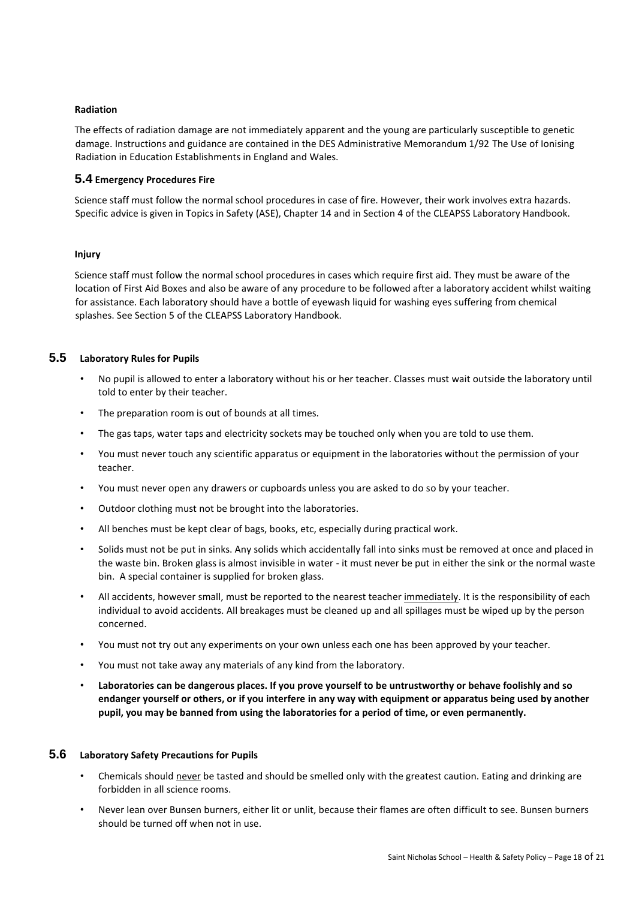#### Radiation

The effects of radiation damage are not immediately apparent and the young are particularly susceptible to genetic damage. Instructions and guidance are contained in the DES Administrative Memorandum 1/92 The Use of Ionising Radiation in Education Establishments in England and Wales.

### 5.4 Emergency Procedures Fire

Science staff must follow the normal school procedures in case of fire. However, their work involves extra hazards. Specific advice is given in Topics in Safety (ASE), Chapter 14 and in Section 4 of the CLEAPSS Laboratory Handbook.

#### Injury

Science staff must follow the normal school procedures in cases which require first aid. They must be aware of the location of First Aid Boxes and also be aware of any procedure to be followed after a laboratory accident whilst waiting for assistance. Each laboratory should have a bottle of eyewash liquid for washing eyes suffering from chemical splashes. See Section 5 of the CLEAPSS Laboratory Handbook.

### 5.5 Laboratory Rules for Pupils

- No pupil is allowed to enter a laboratory without his or her teacher. Classes must wait outside the laboratory until told to enter by their teacher.
- The preparation room is out of bounds at all times.
- The gas taps, water taps and electricity sockets may be touched only when you are told to use them.
- You must never touch any scientific apparatus or equipment in the laboratories without the permission of your teacher.
- You must never open any drawers or cupboards unless you are asked to do so by your teacher.
- Outdoor clothing must not be brought into the laboratories.
- All benches must be kept clear of bags, books, etc, especially during practical work.
- Solids must not be put in sinks. Any solids which accidentally fall into sinks must be removed at once and placed in the waste bin. Broken glass is almost invisible in water - it must never be put in either the sink or the normal waste bin. A special container is supplied for broken glass.
- All accidents, however small, must be reported to the nearest teacher <u>immediately</u>. It is the responsibility of each individual to avoid accidents. All breakages must be cleaned up and all spillages must be wiped up by the person concerned.
- You must not try out any experiments on your own unless each one has been approved by your teacher.
- You must not take away any materials of any kind from the laboratory.
- **Laboratories can be dangerous places. If you prove yourself to be untrustworthy or behave foolishly and so endanger yourself or others, or if you interfere in any way with equipment or apparatus being used by another pupil, you may be banned from using the laboratories for a period of time, or even permanently.**

### 5.6 Laboratory Safety Precautions for Pupils

- Chemicals should <u>never</u> be tasted and should be smelled only with the greatest caution. Eating and drinking are forbidden in all science rooms.
- Never lean over Bunsen burners, either lit or unlit, because their flames are often difficult to see. Bunsen burners should be turned off when not in use.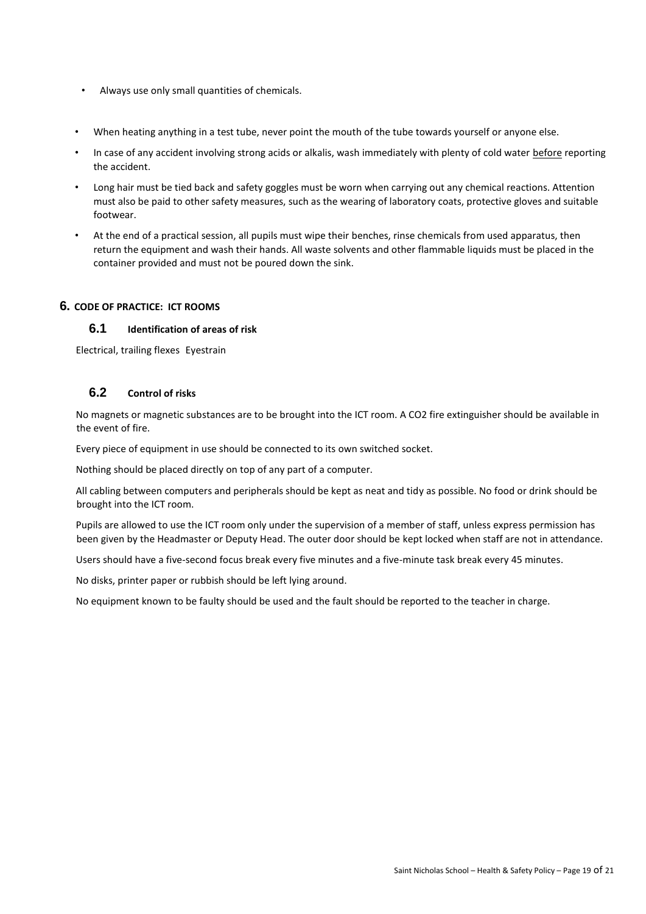- Always use only small quantities of chemicals.
- When heating anything in a test tube, never point the mouth of the tube towards yourself or anyone else.
- In case of any accident involving strong acids or alkalis, wash immediately with plenty of cold water before reporting the accident.
- Long hair must be tied back and safety goggles must be worn when carrying out any chemical reactions. Attention must also be paid to other safety measures, such as the wearing of laboratory coats, protective gloves and suitable footwear.
- At the end of a practical session, all pupils must wipe their benches, rinse chemicals from used apparatus, then return the equipment and wash their hands. All waste solvents and other flammable liquids must be placed in the container provided and must not be poured down the sink.

## 6. CODE OF PRACTICE: ICT ROOMS

### 6.1 Identification of areas of risk

Electrical, trailing flexes Eyestrain

### 6.2 Control of risks

No magnets or magnetic substances are to be brought into the ICT room. A $CO_2$ fire extinguisher should be available in the event of fire.

Every piece of equipment in use should be connected to its own switched socket.

Nothing should be placed directly on top of any part of a computer.

All cabling between computers and peripherals should be kept as neat and tidy as possible. No food or drink should be brought into the ICT room.

Pupils are allowed to use the ICT room only under the supervision of a member of staff, unless express permission has been given by the Headmaster or Deputy Head. The outer door should be kept locked when staff are not in attendance.

Users should have a five-second focus break every five minutes and a five-minute task break every 45 minutes.

No disks, printer paper or rubbish should be left lying around.

No equipment known to be faulty should be used and the fault should be reported to the teacher in charge.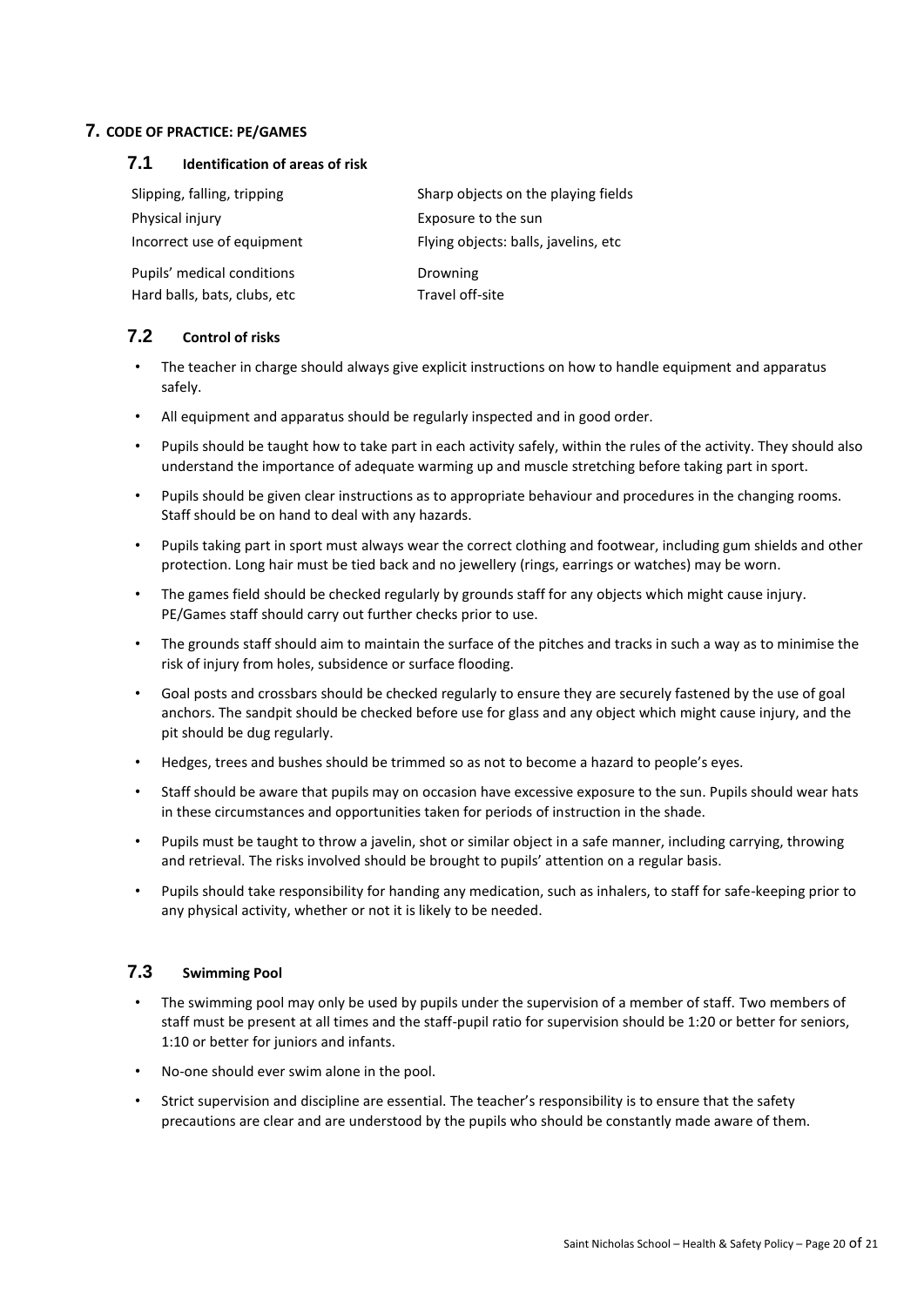## 7. CODE OF PRACTICE: PE/GAMES

### 7.1 Identification of areas of risk

| | |
|---|---|
| Slipping, falling, tripping | Sharp objects on the playing fields |
| Physical injury | Exposure to the sun |
| Incorrect use of equipment | Flying objects: balls, javelins, etc |
| Pupils' medical conditions | Drowning |
| Hard balls, bats, clubs, etc | Travel off-site |

### 7.2 Control of risks

- The teacher in charge should always give explicit instructions on how to handle equipment and apparatus safely.
- All equipment and apparatus should be regularly inspected and in good order.
- Pupils should be taught how to take part in each activity safely, within the rules of the activity. They should also understand the importance of adequate warming up and muscle stretching before taking part in sport.
- Pupils should be given clear instructions as to appropriate behaviour and procedures in the changing rooms. Staff should be on hand to deal with any hazards.
- Pupils taking part in sport must always wear the correct clothing and footwear, including gum shields and other protection. Long hair must be tied back and no jewellery (rings, earrings or watches) may be worn.
- The games field should be checked regularly by grounds staff for any objects which might cause injury. PE/Games staff should carry out further checks prior to use.
- The grounds staff should aim to maintain the surface of the pitches and tracks in such a way as to minimise the risk of injury from holes, subsidence or surface flooding.
- Goal posts and crossbars should be checked regularly to ensure they are securely fastened by the use of goal anchors. The sandpit should be checked before use for glass and any object which might cause injury, and the pit should be dug regularly.
- Hedges, trees and bushes should be trimmed so as not to become a hazard to people's eyes.
- Staff should be aware that pupils may on occasion have excessive exposure to the sun. Pupils should wear hats in these circumstances and opportunities taken for periods of instruction in the shade.
- Pupils must be taught to throw a javelin, shot or similar object in a safe manner, including carrying, throwing and retrieval. The risks involved should be brought to pupils' attention on a regular basis.
- Pupils should take responsibility for handing any medication, such as inhalers, to staff for safe-keeping prior to any physical activity, whether or not it is likely to be needed.

### 7.3 Swimming Pool

- The swimming pool may only be used by pupils under the supervision of a member of staff. Two members of staff must be present at all times and the staff-pupil ratio for supervision should be 1:20 or better for seniors, 1:10 or better for juniors and infants.
- No-one should ever swim alone in the pool.
- Strict supervision and discipline are essential. The teacher's responsibility is to ensure that the safety precautions are clear and are understood by the pupils who should be constantly made aware of them.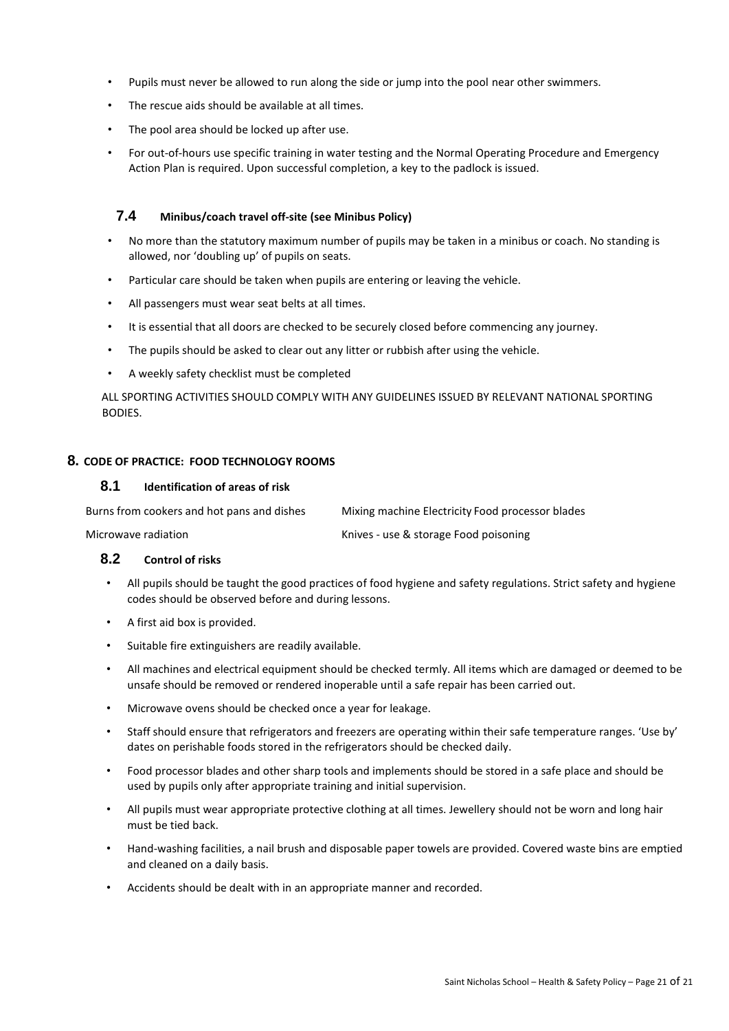- Pupils must never be allowed to run along the side or jump into the pool near other swimmers.
- The rescue aids should be available at all times.
- The pool area should be locked up after use.
- For out-of-hours use specific training in water testing and the Normal Operating Procedure and Emergency Action Plan is required. Upon successful completion, a key to the padlock is issued.

### 7.4 Minibus/coach travel off-site (see Minibus Policy)

- No more than the statutory maximum number of pupils may be taken in a minibus or coach. No standing is allowed, nor 'doubling up' of pupils on seats.
- Particular care should be taken when pupils are entering or leaving the vehicle.
- All passengers must wear seat belts at all times.
- It is essential that all doors are checked to be securely closed before commencing any journey.
- The pupils should be asked to clear out any litter or rubbish after using the vehicle.
- A weekly safety checklist must be completed

ALL SPORTING ACTIVITIES SHOULD COMPLY WITH ANY GUIDELINES ISSUED BY RELEVANT NATIONAL SPORTING BODIES.

## 8. CODE OF PRACTICE: FOOD TECHNOLOGY ROOMS

### 8.1 Identification of areas of risk

| | |
|---|---|
| Burns from cookers and hot pans and dishes | Mixing machine Electricity Food processor blades |
| Microwave radiation | Knives - use & storage Food poisoning |

### 8.2 Control of risks

- All pupils should be taught the good practices of food hygiene and safety regulations. Strict safety and hygiene codes should be observed before and during lessons.
- A first aid box is provided.
- Suitable fire extinguishers are readily available.
- All machines and electrical equipment should be checked termly. All items which are damaged or deemed to be unsafe should be removed or rendered inoperable until a safe repair has been carried out.
- Microwave ovens should be checked once a year for leakage.
- Staff should ensure that refrigerators and freezers are operating within their safe temperature ranges. 'Use by' dates on perishable foods stored in the refrigerators should be checked daily.
- Food processor blades and other sharp tools and implements should be stored in a safe place and should be used by pupils only after appropriate training and initial supervision.
- All pupils must wear appropriate protective clothing at all times. Jewellery should not be worn and long hair must be tied back.
- Hand-washing facilities, a nail brush and disposable paper towels are provided. Covered waste bins are emptied and cleaned on a daily basis.
- Accidents should be dealt with in an appropriate manner and recorded.